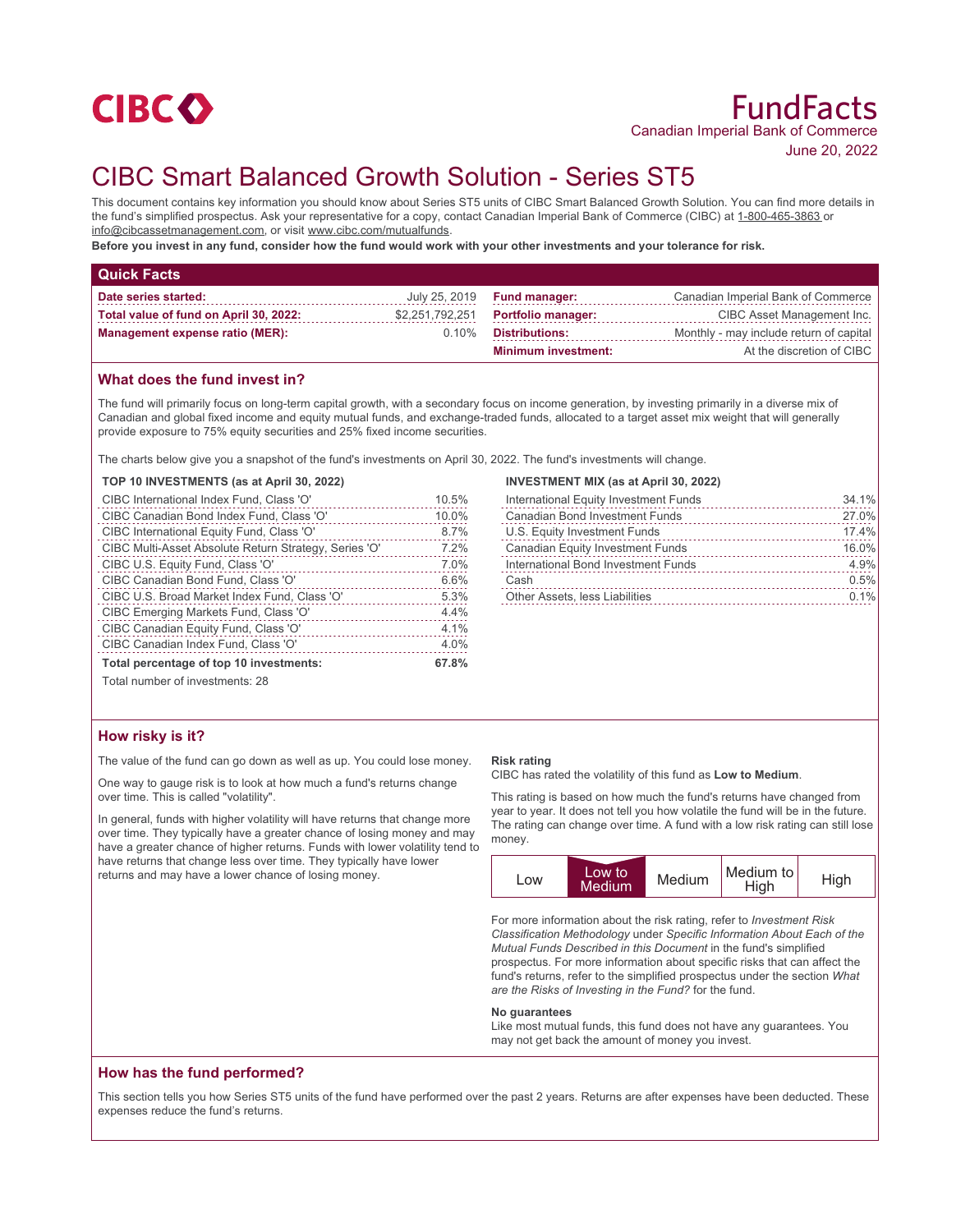CIBC

# FundFacts

Canadian Imperial Bank of Commerce

June 20, 2022

# CIBC Smart Balanced Growth Solution - Series ST5

This document contains key information you should know about Series ST5 units of CIBC Smart Balanced Growth Solution. You can find more details in the fund's simplified prospectus. Ask your representative for a copy, contact Canadian Imperial Bank of Commerce (CIBC) at 1-800-465-3863 or info@cibcassetmanagement.com, or visit www.cibc.com/mutualfunds.

**Before you invest in any fund, consider how the fund would work with your other investments and your tolerance for risk.**

## Quick Facts

| | | | |
|---|---|---|---|
| **Date series started:** | July 25, 2019 | **Fund manager:** | Canadian Imperial Bank of Commerce |
| **Total value of fund on April 30, 2022:** | $2,251,792,251 | **Portfolio manager:** | CIBC Asset Management Inc. |
| **Management expense ratio (MER):** | 0.10% | **Distributions:** | Monthly - may include return of capital |
| | | **Minimum investment:** | At the discretion of CIBC |

## What does the fund invest in?

The fund will primarily focus on long-term capital growth, with a secondary focus on income generation, by investing primarily in a diverse mix of Canadian and global fixed income and equity mutual funds, and exchange-traded funds, allocated to a target asset mix weight that will generally provide exposure to 75% equity securities and 25% fixed income securities.

The charts below give you a snapshot of the fund's investments on April 30, 2022. The fund's investments will change.

**TOP 10 INVESTMENTS (as at April 30, 2022)**

| | |
|---|---|
| CIBC International Index Fund, Class 'O' | 10.5% |
| CIBC Canadian Bond Index Fund, Class 'O' | 10.0% |
| CIBC International Equity Fund, Class 'O' | 8.7% |
| CIBC Multi-Asset Absolute Return Strategy, Series 'O' | 7.2% |
| CIBC U.S. Equity Fund, Class 'O' | 7.0% |
| CIBC Canadian Bond Fund, Class 'O' | 6.6% |
| CIBC U.S. Broad Market Index Fund, Class 'O' | 5.3% |
| CIBC Emerging Markets Fund, Class 'O' | 4.4% |
| CIBC Canadian Equity Fund, Class 'O' | 4.1% |
| CIBC Canadian Index Fund, Class 'O' | 4.0% |
| **Total percentage of top 10 investments:** | **67.8%** |

Total number of investments: 28

**INVESTMENT MIX (as at April 30, 2022)**

| | |
|---|---|
| International Equity Investment Funds | 34.1% |
| Canadian Bond Investment Funds | 27.0% |
| U.S. Equity Investment Funds | 17.4% |
| Canadian Equity Investment Funds | 16.0% |
| International Bond Investment Funds | 4.9% |
| Cash | 0.5% |
| Other Assets, less Liabilities | 0.1% |

## How risky is it?

The value of the fund can go down as well as up. You could lose money.

One way to gauge risk is to look at how much a fund's returns change over time. This is called "volatility".

In general, funds with higher volatility will have returns that change more over time. They typically have a greater chance of losing money and may have a greater chance of higher returns. Funds with lower volatility tend to have returns that change less over time. They typically have lower returns and may have a lower chance of losing money.

**Risk rating**

CIBC has rated the volatility of this fund as **Low to Medium**.

This rating is based on how much the fund's returns have changed from year to year. It does not tell you how volatile the fund will be in the future. The rating can change over time. A fund with a low risk rating can still lose money.

| Low | **Low to Medium** | Medium | Medium to High | High |
|---|---|---|---|---|

For more information about the risk rating, refer to *Investment Risk Classification Methodology* under *Specific Information About Each of the Mutual Funds Described in this Document* in the fund's simplified prospectus. For more information about specific risks that can affect the fund's returns, refer to the simplified prospectus under the section *What are the Risks of Investing in the Fund?* for the fund.

**No guarantees**

Like most mutual funds, this fund does not have any guarantees. You may not get back the amount of money you invest.

## How has the fund performed?

This section tells you how Series ST5 units of the fund have performed over the past 2 years. Returns are after expenses have been deducted. These expenses reduce the fund's returns.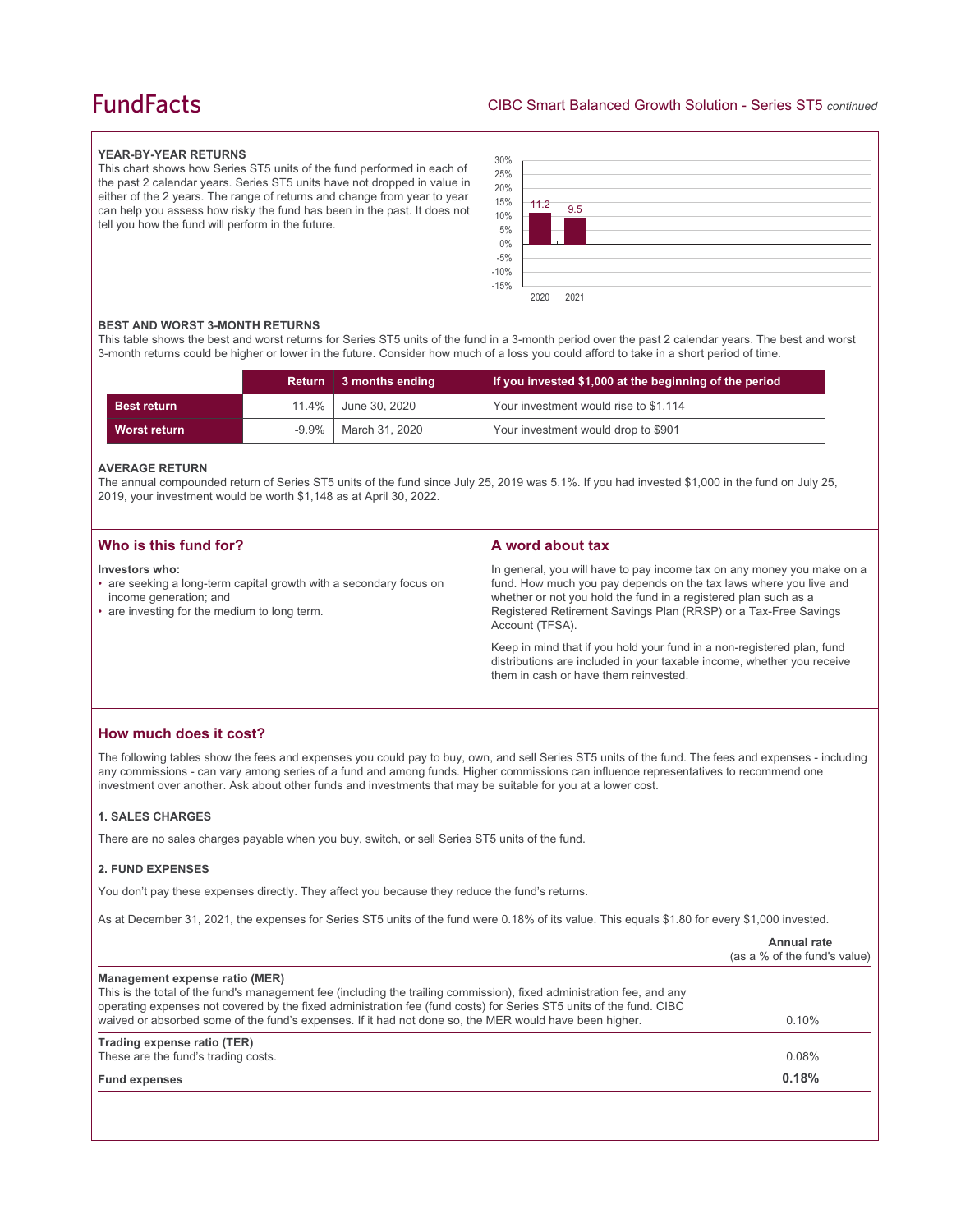### YEAR-BY-YEAR RETURNS

This chart shows how Series ST5 units of the fund performed in each of the past 2 calendar years. Series ST5 units have not dropped in value in either of the 2 years. The range of returns and change from year to year can help you assess how risky the fund has been in the past. It does not tell you how the fund will perform in the future.

| Year | Return (%) |
|---|---|
| 2020 | 11.2 |
| 2021 | 9.5 |

### BEST AND WORST 3-MONTH RETURNS

This table shows the best and worst returns for Series ST5 units of the fund in a 3-month period over the past 2 calendar years. The best and worst 3-month returns could be higher or lower in the future. Consider how much of a loss you could afford to take in a short period of time.

| | Return | 3 months ending | If you invested $1,000 at the beginning of the period |
|---|---|---|---|
| **Best return** | 11.4% | June 30, 2020 | Your investment would rise to $1,114 |
| **Worst return** | -9.9% | March 31, 2020 | Your investment would drop to $901 |

### AVERAGE RETURN

The annual compounded return of Series ST5 units of the fund since July 25, 2019 was 5.1%. If you had invested $1,000 in the fund on July 25, 2019, your investment would be worth $1,148 as at April 30, 2022.

## Who is this fund for?

**Investors who:**

- are seeking a long-term capital growth with a secondary focus on income generation; and
- are investing for the medium to long term.

## A word about tax

In general, you will have to pay income tax on any money you make on a fund. How much you pay depends on the tax laws where you live and whether or not you hold the fund in a registered plan such as a Registered Retirement Savings Plan (RRSP) or a Tax-Free Savings Account (TFSA).

Keep in mind that if you hold your fund in a non-registered plan, fund distributions are included in your taxable income, whether you receive them in cash or have them reinvested.

## How much does it cost?

The following tables show the fees and expenses you could pay to buy, own, and sell Series ST5 units of the fund. The fees and expenses - including any commissions - can vary among series of a fund and among funds. Higher commissions can influence representatives to recommend one investment over another. Ask about other funds and investments that may be suitable for you at a lower cost.

### 1. SALES CHARGES

There are no sales charges payable when you buy, switch, or sell Series ST5 units of the fund.

### 2. FUND EXPENSES

You don't pay these expenses directly. They affect you because they reduce the fund's returns.

As at December 31, 2021, the expenses for Series ST5 units of the fund were 0.18% of its value. This equals $1.80 for every $1,000 invested.

| | Annual rate (as a % of the fund's value) |
|---|---|
| **Management expense ratio (MER)**<br>This is the total of the fund's management fee (including the trailing commission), fixed administration fee, and any operating expenses not covered by the fixed administration fee (fund costs) for Series ST5 units of the fund. CIBC waived or absorbed some of the fund's expenses. If it had not done so, the MER would have been higher. | 0.10% |
| **Trading expense ratio (TER)**<br>These are the fund's trading costs. | 0.08% |
| **Fund expenses** | **0.18%** |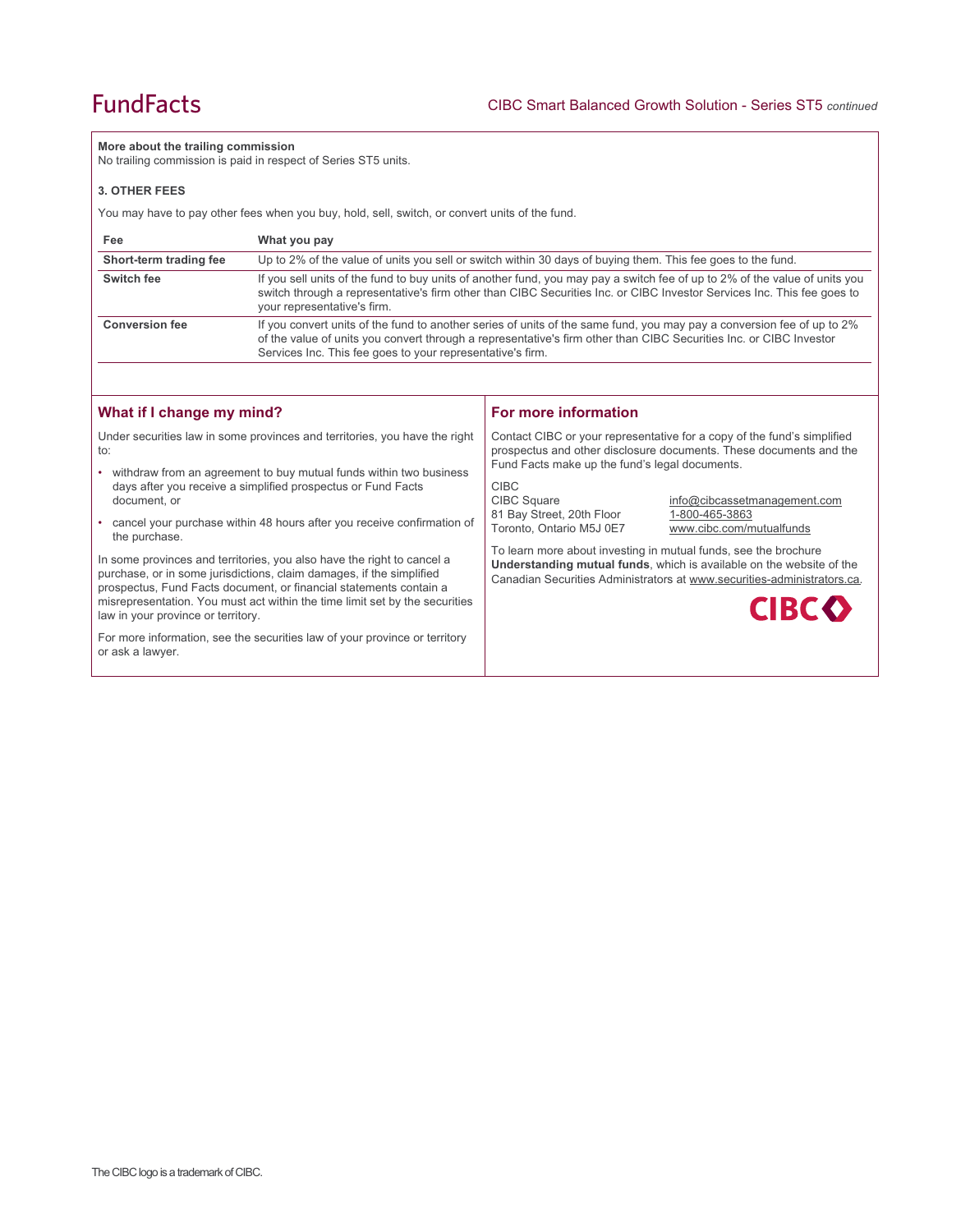**More about the trailing commission**
No trailing commission is paid in respect of Series ST5 units.

**3. OTHER FEES**

You may have to pay other fees when you buy, hold, sell, switch, or convert units of the fund.

| Fee | What you pay |
|---|---|
| **Short-term trading fee** | Up to 2% of the value of units you sell or switch within 30 days of buying them. This fee goes to the fund. |
| **Switch fee** | If you sell units of the fund to buy units of another fund, you may pay a switch fee of up to 2% of the value of units you switch through a representative's firm other than CIBC Securities Inc. or CIBC Investor Services Inc. This fee goes to your representative's firm. |
| **Conversion fee** | If you convert units of the fund to another series of units of the same fund, you may pay a conversion fee of up to 2% of the value of units you convert through a representative's firm other than CIBC Securities Inc. or CIBC Investor Services Inc. This fee goes to your representative's firm. |

## What if I change my mind?

Under securities law in some provinces and territories, you have the right to:

- withdraw from an agreement to buy mutual funds within two business days after you receive a simplified prospectus or Fund Facts document, or
- cancel your purchase within 48 hours after you receive confirmation of the purchase.

In some provinces and territories, you also have the right to cancel a purchase, or in some jurisdictions, claim damages, if the simplified prospectus, Fund Facts document, or financial statements contain a misrepresentation. You must act within the time limit set by the securities law in your province or territory.

For more information, see the securities law of your province or territory or ask a lawyer.

## For more information

Contact CIBC or your representative for a copy of the fund's simplified prospectus and other disclosure documents. These documents and the Fund Facts make up the fund's legal documents.

CIBC
CIBC Square
81 Bay Street, 20th Floor
Toronto, Ontario M5J 0E7

info@cibcassetmanagement.com
1-800-465-3863
www.cibc.com/mutualfunds

To learn more about investing in mutual funds, see the brochure **Understanding mutual funds**, which is available on the website of the Canadian Securities Administrators at www.securities-administrators.ca.

The CIBC logo is a trademark of CIBC.